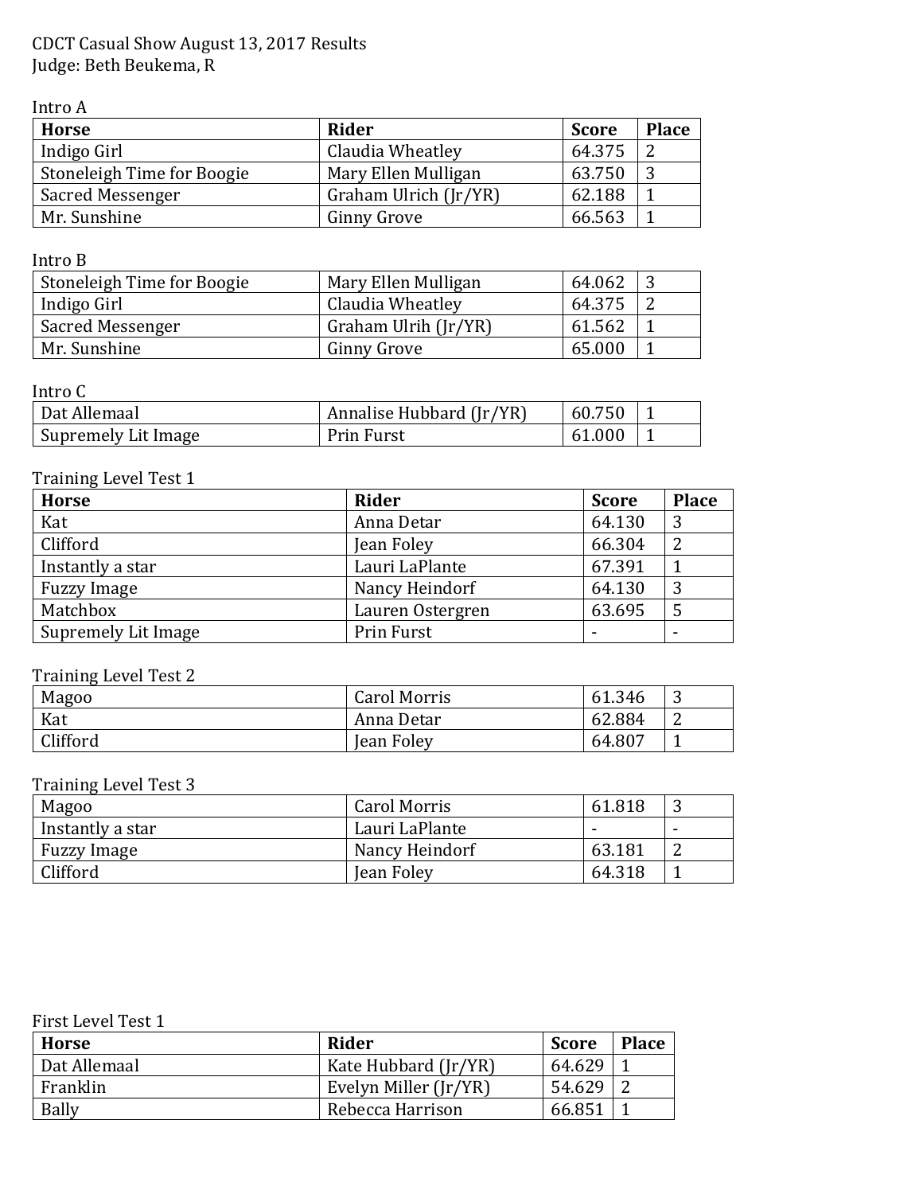CDCT Casual Show August 13, 2017 Results
Judge: Beth Beukema, R

Intro A

| Horse | Rider | Score | Place |
|---|---|---|---|
| Indigo Girl | Claudia Wheatley | 64.375 | 2 |
| Stoneleigh Time for Boogie | Mary Ellen Mulligan | 63.750 | 3 |
| Sacred Messenger | Graham Ulrich (Jr/YR) | 62.188 | 1 |
| Mr. Sunshine | Ginny Grove | 66.563 | 1 |

Intro B

| | | | |
|---|---|---|---|
| Stoneleigh Time for Boogie | Mary Ellen Mulligan | 64.062 | 3 |
| Indigo Girl | Claudia Wheatley | 64.375 | 2 |
| Sacred Messenger | Graham Ulrih (Jr/YR) | 61.562 | 1 |
| Mr. Sunshine | Ginny Grove | 65.000 | 1 |

Intro C

| | | | |
|---|---|---|---|
| Dat Allemaal | Annalise Hubbard (Jr/YR) | 60.750 | 1 |
| Supremely Lit Image | Prin Furst | 61.000 | 1 |

Training Level Test 1

| Horse | Rider | Score | Place |
|---|---|---|---|
| Kat | Anna Detar | 64.130 | 3 |
| Clifford | Jean Foley | 66.304 | 2 |
| Instantly a star | Lauri LaPlante | 67.391 | 1 |
| Fuzzy Image | Nancy Heindorf | 64.130 | 3 |
| Matchbox | Lauren Ostergren | 63.695 | 5 |
| Supremely Lit Image | Prin Furst | - | - |

Training Level Test 2

| | | | |
|---|---|---|---|
| Magoo | Carol Morris | 61.346 | 3 |
| Kat | Anna Detar | 62.884 | 2 |
| Clifford | Jean Foley | 64.807 | 1 |

Training Level Test 3

| | | | |
|---|---|---|---|
| Magoo | Carol Morris | 61.818 | 3 |
| Instantly a star | Lauri LaPlante | - | - |
| Fuzzy Image | Nancy Heindorf | 63.181 | 2 |
| Clifford | Jean Foley | 64.318 | 1 |

First Level Test 1

| Horse | Rider | Score | Place |
|---|---|---|---|
| Dat Allemaal | Kate Hubbard (Jr/YR) | 64.629 | 1 |
| Franklin | Evelyn Miller (Jr/YR) | 54.629 | 2 |
| Bally | Rebecca Harrison | 66.851 | 1 |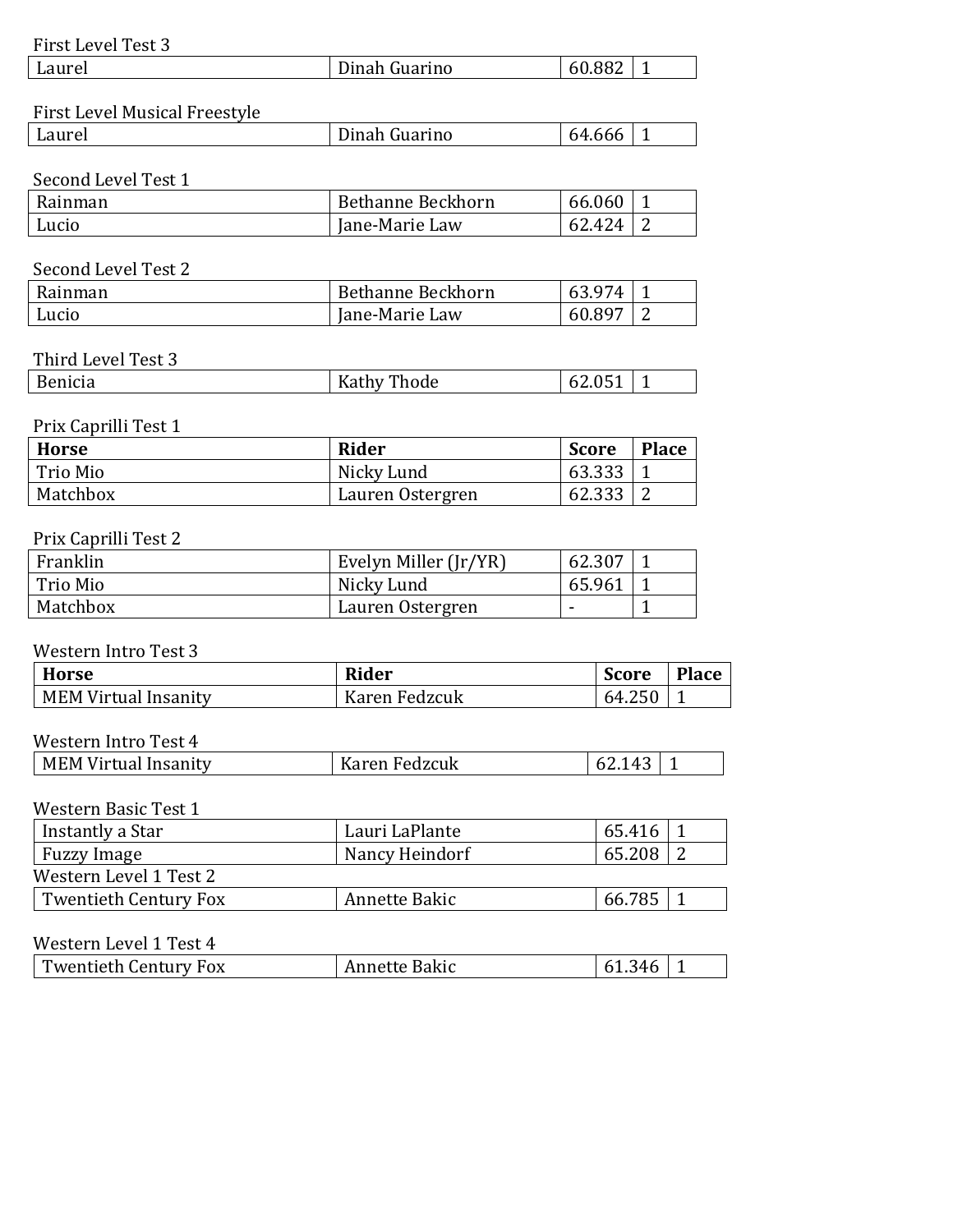First Level Test 3

| | | | |
|---|---|---|---|
| Laurel | Dinah Guarino | 60.882 | 1 |

First Level Musical Freestyle

| | | | |
|---|---|---|---|
| Laurel | Dinah Guarino | 64.666 | 1 |

Second Level Test 1

| | | | |
|---|---|---|---|
| Rainman | Bethanne Beckhorn | 66.060 | 1 |
| Lucio | Jane-Marie Law | 62.424 | 2 |

Second Level Test 2

| | | | |
|---|---|---|---|
| Rainman | Bethanne Beckhorn | 63.974 | 1 |
| Lucio | Jane-Marie Law | 60.897 | 2 |

Third Level Test 3

| | | | |
|---|---|---|---|
| Benicia | Kathy Thode | 62.051 | 1 |

Prix Caprilli Test 1

| **Horse** | **Rider** | **Score** | **Place** |
|---|---|---|---|
| Trio Mio | Nicky Lund | 63.333 | 1 |
| Matchbox | Lauren Ostergren | 62.333 | 2 |

Prix Caprilli Test 2

| | | | |
|---|---|---|---|
| Franklin | Evelyn Miller (Jr/YR) | 62.307 | 1 |
| Trio Mio | Nicky Lund | 65.961 | 1 |
| Matchbox | Lauren Ostergren | - | 1 |

Western Intro Test 3

| **Horse** | **Rider** | **Score** | **Place** |
|---|---|---|---|
| MEM Virtual Insanity | Karen Fedzcuk | 64.250 | 1 |

Western Intro Test 4

| | | | |
|---|---|---|---|
| MEM Virtual Insanity | Karen Fedzcuk | 62.143 | 1 |

Western Basic Test 1

| | | | |
|---|---|---|---|
| Instantly a Star | Lauri LaPlante | 65.416 | 1 |
| Fuzzy Image | Nancy Heindorf | 65.208 | 2 |

Western Level 1 Test 2

| | | | |
|---|---|---|---|
| Twentieth Century Fox | Annette Bakic | 66.785 | 1 |

Western Level 1 Test 4

| | | | |
|---|---|---|---|
| Twentieth Century Fox | Annette Bakic | 61.346 | 1 |